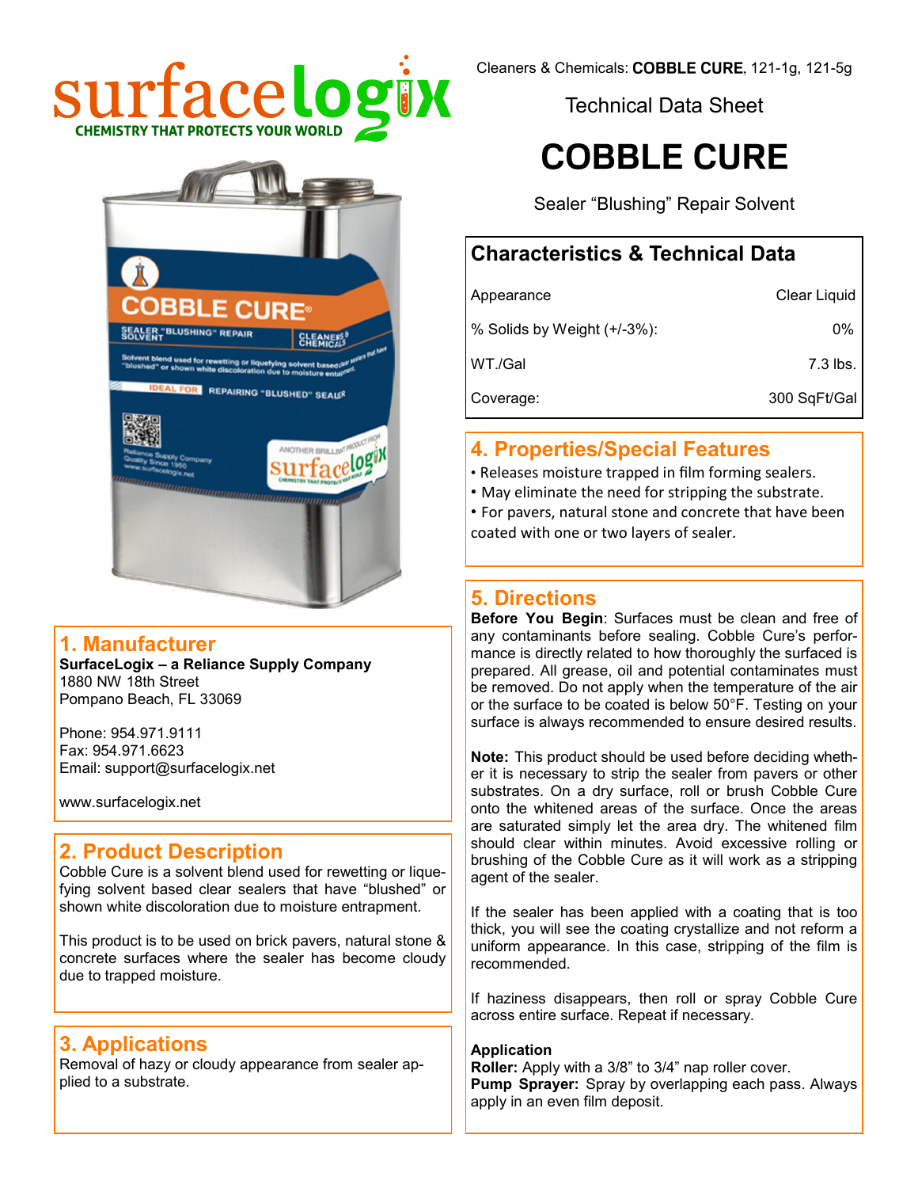Cleaners & Chemicals: **COBBLE CURE**, 121-1g, 121-5g

Technical Data Sheet

# COBBLE CURE

Sealer "Blushing" Repair Solvent

## Characteristics & Technical Data

| | |
|---|---|
| Appearance | Clear Liquid |
| % Solids by Weight (+/-3%): | 0% |
| WT./Gal | 7.3 lbs. |
| Coverage: | 300 SqFt/Gal |

## 1. Manufacturer

**SurfaceLogix – a Reliance Supply Company**
1880 NW 18th Street
Pompano Beach, FL 33069

Phone: 954.971.9111
Fax: 954.971.6623
Email: support@surfacelogix.net

www.surfacelogix.net

## 2. Product Description

Cobble Cure is a solvent blend used for rewetting or liquefying solvent based clear sealers that have "blushed" or shown white discoloration due to moisture entrapment.

This product is to be used on brick pavers, natural stone & concrete surfaces where the sealer has become cloudy due to trapped moisture.

## 3. Applications

Removal of hazy or cloudy appearance from sealer applied to a substrate.

## 4. Properties/Special Features

- Releases moisture trapped in film forming sealers.
- May eliminate the need for stripping the substrate.
- For pavers, natural stone and concrete that have been coated with one or two layers of sealer.

## 5. Directions

**Before You Begin**: Surfaces must be clean and free of any contaminants before sealing. Cobble Cure's performance is directly related to how thoroughly the surfaced is prepared. All grease, oil and potential contaminants must be removed. Do not apply when the temperature of the air or the surface to be coated is below 50°F. Testing on your surface is always recommended to ensure desired results.

**Note:** This product should be used before deciding whether it is necessary to strip the sealer from pavers or other substrates. On a dry surface, roll or brush Cobble Cure onto the whitened areas of the surface. Once the areas are saturated simply let the area dry. The whitened film should clear within minutes. Avoid excessive rolling or brushing of the Cobble Cure as it will work as a stripping agent of the sealer.

If the sealer has been applied with a coating that is too thick, you will see the coating crystallize and not reform a uniform appearance. In this case, stripping of the film is recommended.

If haziness disappears, then roll or spray Cobble Cure across entire surface. Repeat if necessary.

**Application**
**Roller:** Apply with a 3/8" to 3/4" nap roller cover.
**Pump Sprayer:** Spray by overlapping each pass. Always apply in an even film deposit.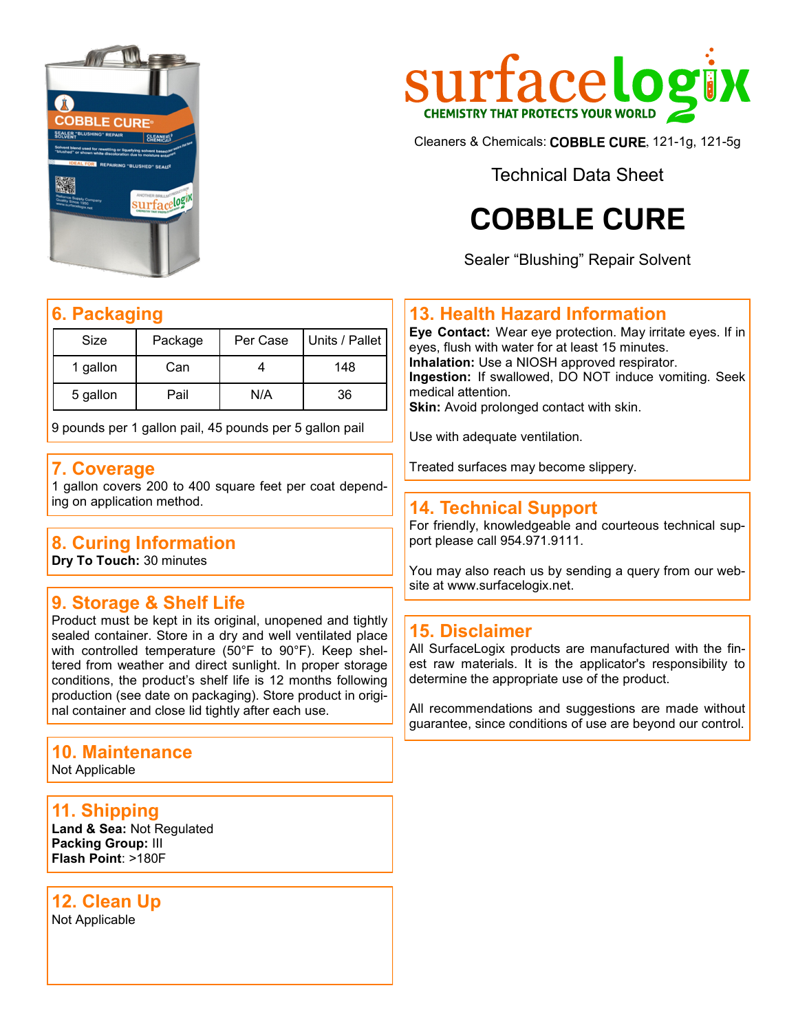surfacelogix

CHEMISTRY THAT PROTECTS YOUR WORLD

Cleaners & Chemicals: **COBBLE CURE**, 121-1g, 121-5g

Technical Data Sheet

# COBBLE CURE

Sealer “Blushing” Repair Solvent

## 6. Packaging

| Size | Package | Per Case | Units / Pallet |
| --- | --- | --- | --- |
| 1 gallon | Can | 4 | 148 |
| 5 gallon | Pail | N/A | 36 |

9 pounds per 1 gallon pail, 45 pounds per 5 gallon pail

## 7. Coverage

1 gallon covers 200 to 400 square feet per coat depending on application method.

## 8. Curing Information

**Dry To Touch:** 30 minutes

## 9. Storage & Shelf Life

Product must be kept in its original, unopened and tightly sealed container. Store in a dry and well ventilated place with controlled temperature (50°F to 90°F). Keep sheltered from weather and direct sunlight. In proper storage conditions, the product’s shelf life is 12 months following production (see date on packaging). Store product in original container and close lid tightly after each use.

## 10. Maintenance

Not Applicable

## 11. Shipping

**Land & Sea:** Not Regulated
**Packing Group:** III
**Flash Point**: >180F

## 12. Clean Up

Not Applicable

## 13. Health Hazard Information

**Eye Contact:** Wear eye protection. May irritate eyes. If in eyes, flush with water for at least 15 minutes.
**Inhalation:** Use a NIOSH approved respirator.
**Ingestion:** If swallowed, DO NOT induce vomiting. Seek medical attention.
**Skin:** Avoid prolonged contact with skin.

Use with adequate ventilation.

Treated surfaces may become slippery.

## 14. Technical Support

For friendly, knowledgeable and courteous technical support please call 954.971.9111.

You may also reach us by sending a query from our website at www.surfacelogix.net.

## 15. Disclaimer

All SurfaceLogix products are manufactured with the finest raw materials. It is the applicator's responsibility to determine the appropriate use of the product.

All recommendations and suggestions are made without guarantee, since conditions of use are beyond our control.